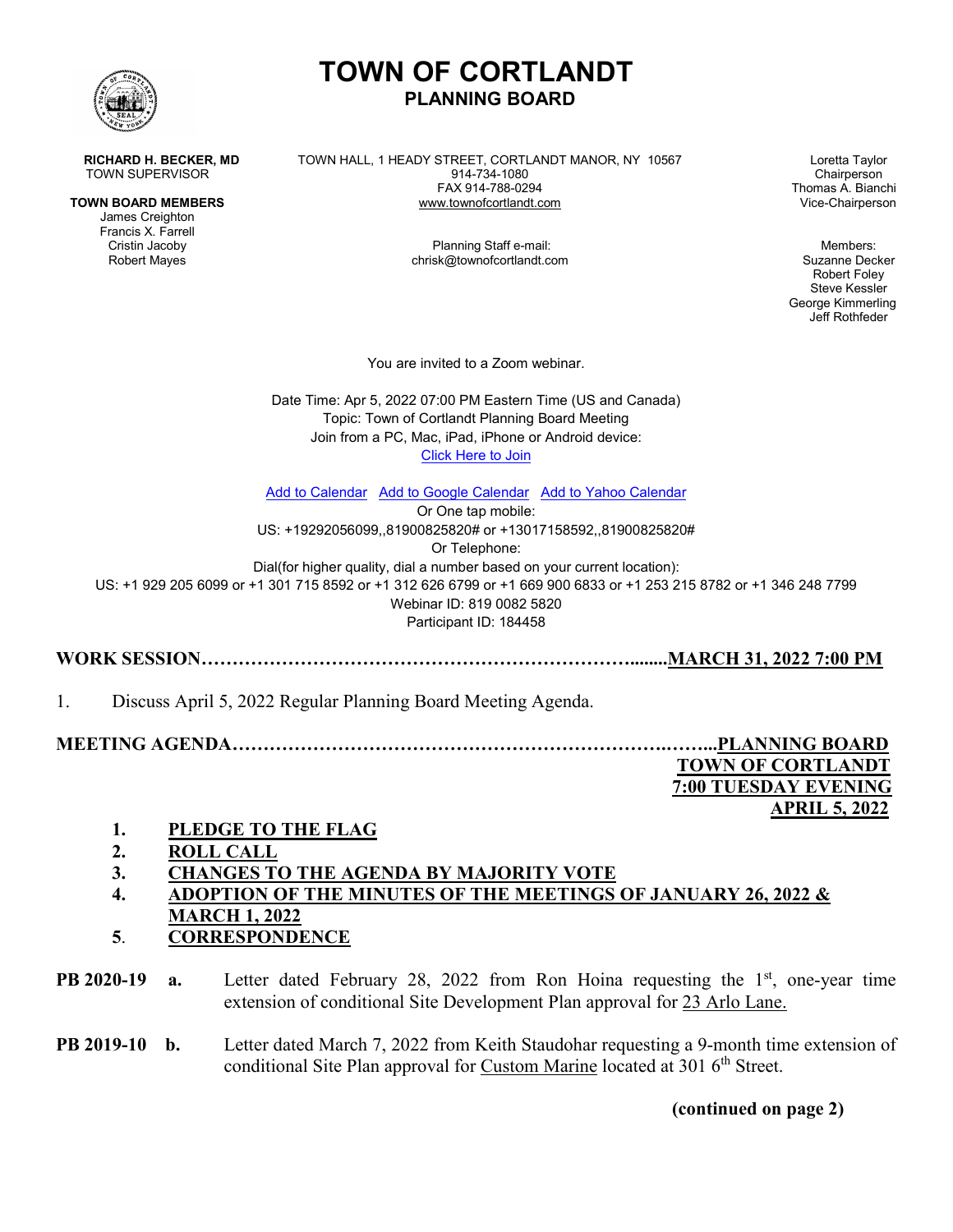# TOWN OF CORTLANDT

## PLANNING BOARD

**RICHARD H. BECKER, MD**
TOWN SUPERVISOR

**TOWN BOARD MEMBERS**
James Creighton
Francis X. Farrell
Cristin Jacoby
Robert Mayes

TOWN HALL, 1 HEADY STREET, CORTLANDT MANOR, NY 10567
914-734-1080
FAX 914-788-0294
www.townofcortlandt.com

Planning Staff e-mail:
chrisk@townofcortlandt.com

Loretta Taylor
Chairperson
Thomas A. Bianchi
Vice-Chairperson

Members:
Suzanne Decker
Robert Foley
Steve Kessler
George Kimmerling
Jeff Rothfeder

You are invited to a Zoom webinar.

Date Time: Apr 5, 2022 07:00 PM Eastern Time (US and Canada)
Topic: Town of Cortlandt Planning Board Meeting
Join from a PC, Mac, iPad, iPhone or Android device:
Click Here to Join

Add to Calendar Add to Google Calendar Add to Yahoo Calendar
Or One tap mobile:
US: +19292056099,,81900825820# or +13017158592,,81900825820#
Or Telephone:
Dial(for higher quality, dial a number based on your current location):
US: +1 929 205 6099 or +1 301 715 8592 or +1 312 626 6799 or +1 669 900 6833 or +1 253 215 8782 or +1 346 248 7799
Webinar ID: 819 0082 5820
Participant ID: 184458

**WORK SESSION……………………………………………………………........MARCH 31, 2022 7:00 PM**

1. Discuss April 5, 2022 Regular Planning Board Meeting Agenda.

**MEETING AGENDA………………………………………………………….……..PLANNING BOARD**
**TOWN OF CORTLANDT**
**7:00 TUESDAY EVENING**
**APRIL 5, 2022**

1. **PLEDGE TO THE FLAG**
2. **ROLL CALL**
3. **CHANGES TO THE AGENDA BY MAJORITY VOTE**
4. **ADOPTION OF THE MINUTES OF THE MEETINGS OF JANUARY 26, 2022 & MARCH 1, 2022**
5. **CORRESPONDENCE**

**PB 2020-19** **a.** Letter dated February 28, 2022 from Ron Hoina requesting the 1st, one-year time extension of conditional Site Development Plan approval for 23 Arlo Lane.

**PB 2019-10** **b.** Letter dated March 7, 2022 from Keith Staudohar requesting a 9-month time extension of conditional Site Plan approval for Custom Marine located at 301 6th Street.

**(continued on page 2)**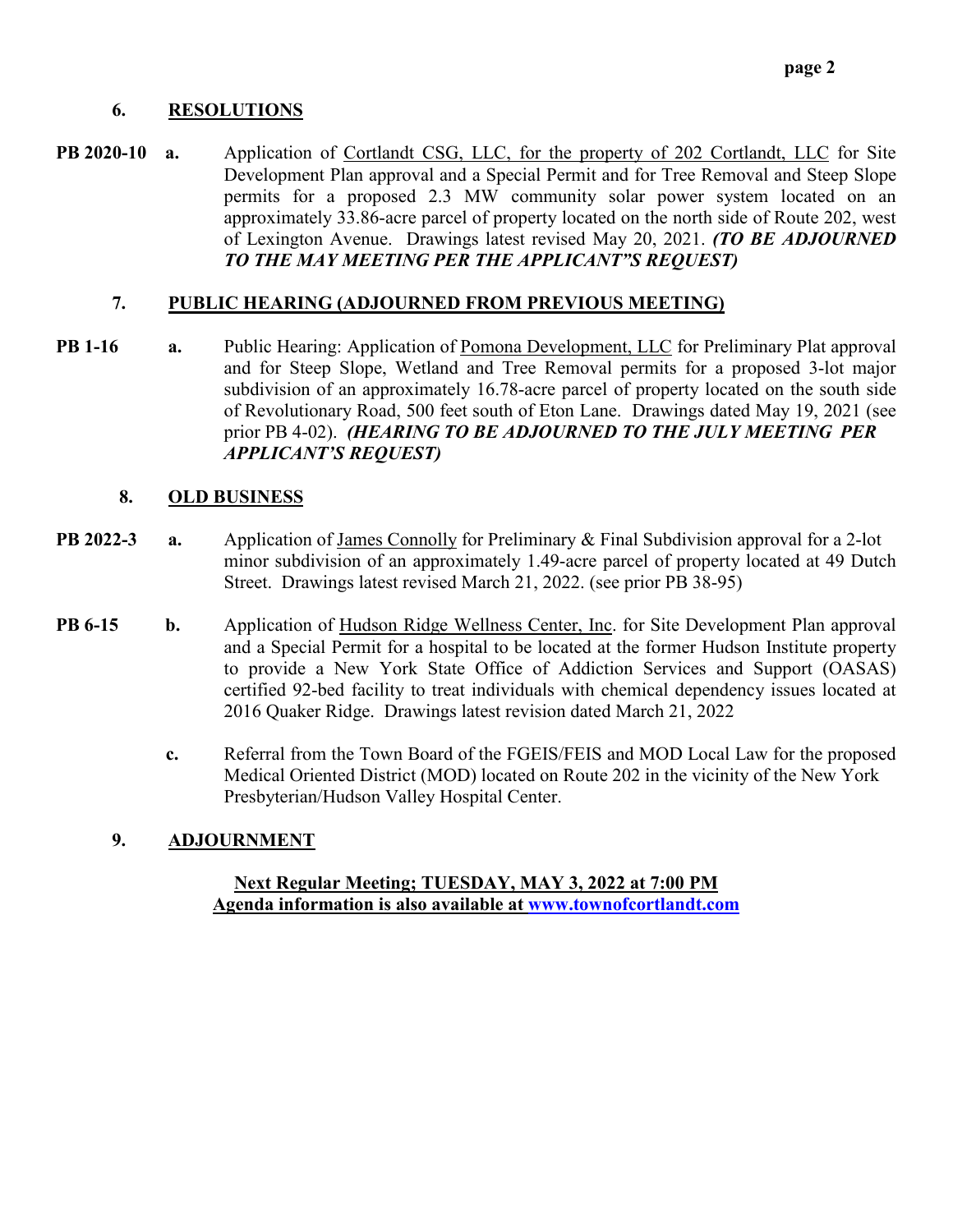## 6. RESOLUTIONS

**PB 2020-10** **a.** Application of Cortlandt CSG, LLC, for the property of 202 Cortlandt, LLC for Site Development Plan approval and a Special Permit and for Tree Removal and Steep Slope permits for a proposed 2.3 MW community solar power system located on an approximately 33.86-acre parcel of property located on the north side of Route 202, west of Lexington Avenue. Drawings latest revised May 20, 2021. ***(TO BE ADJOURNED TO THE MAY MEETING PER THE APPLICANT"S REQUEST)***

## 7. PUBLIC HEARING (ADJOURNED FROM PREVIOUS MEETING)

**PB 1-16** **a.** Public Hearing: Application of Pomona Development, LLC for Preliminary Plat approval and for Steep Slope, Wetland and Tree Removal permits for a proposed 3-lot major subdivision of an approximately 16.78-acre parcel of property located on the south side of Revolutionary Road, 500 feet south of Eton Lane. Drawings dated May 19, 2021 (see prior PB 4-02). ***(HEARING TO BE ADJOURNED TO THE JULY MEETING PER APPLICANT'S REQUEST)***

## 8. OLD BUSINESS

**PB 2022-3** **a.** Application of James Connolly for Preliminary & Final Subdivision approval for a 2-lot minor subdivision of an approximately 1.49-acre parcel of property located at 49 Dutch Street. Drawings latest revised March 21, 2022. (see prior PB 38-95)

**PB 6-15** **b.** Application of Hudson Ridge Wellness Center, Inc. for Site Development Plan approval and a Special Permit for a hospital to be located at the former Hudson Institute property to provide a New York State Office of Addiction Services and Support (OASAS) certified 92-bed facility to treat individuals with chemical dependency issues located at 2016 Quaker Ridge. Drawings latest revision dated March 21, 2022

**c.** Referral from the Town Board of the FGEIS/FEIS and MOD Local Law for the proposed Medical Oriented District (MOD) located on Route 202 in the vicinity of the New York Presbyterian/Hudson Valley Hospital Center.

## 9. ADJOURNMENT

**Next Regular Meeting; TUESDAY, MAY 3, 2022 at 7:00 PM**
**Agenda information is also available at www.townofcortlandt.com**